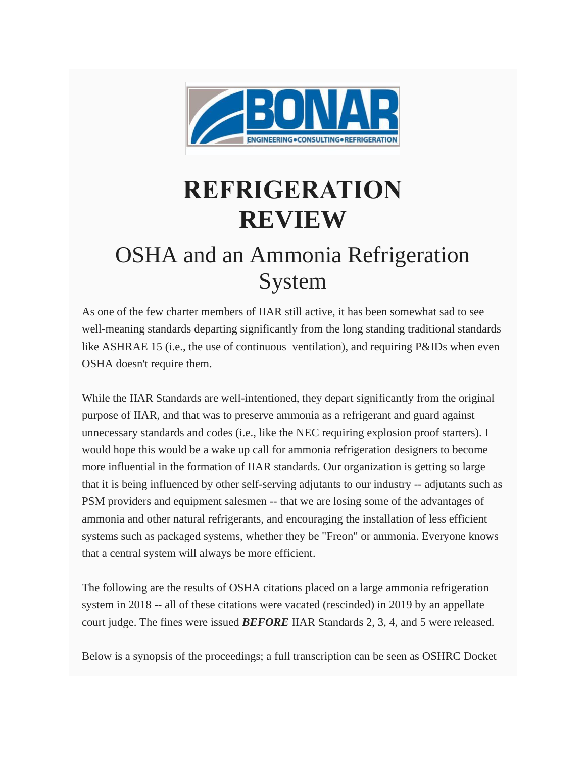# REFRIGERATION REVIEW

## OSHA and an Ammonia Refrigeration System

As one of the few charter members of IIAR still active, it has been somewhat sad to see well-meaning standards departing significantly from the long standing traditional standards like ASHRAE 15 (i.e., the use of continuous ventilation), and requiring P&IDs when even OSHA doesn't require them.

While the IIAR Standards are well-intentioned, they depart significantly from the original purpose of IIAR, and that was to preserve ammonia as a refrigerant and guard against unnecessary standards and codes (i.e., like the NEC requiring explosion proof starters). I would hope this would be a wake up call for ammonia refrigeration designers to become more influential in the formation of IIAR standards. Our organization is getting so large that it is being influenced by other self-serving adjutants to our industry -- adjutants such as PSM providers and equipment salesmen -- that we are losing some of the advantages of ammonia and other natural refrigerants, and encouraging the installation of less efficient systems such as packaged systems, whether they be "Freon" or ammonia. Everyone knows that a central system will always be more efficient.

The following are the results of OSHA citations placed on a large ammonia refrigeration system in 2018 -- all of these citations were vacated (rescinded) in 2019 by an appellate court judge. The fines were issued ***BEFORE*** IIAR Standards 2, 3, 4, and 5 were released.

Below is a synopsis of the proceedings; a full transcription can be seen as OSHRC Docket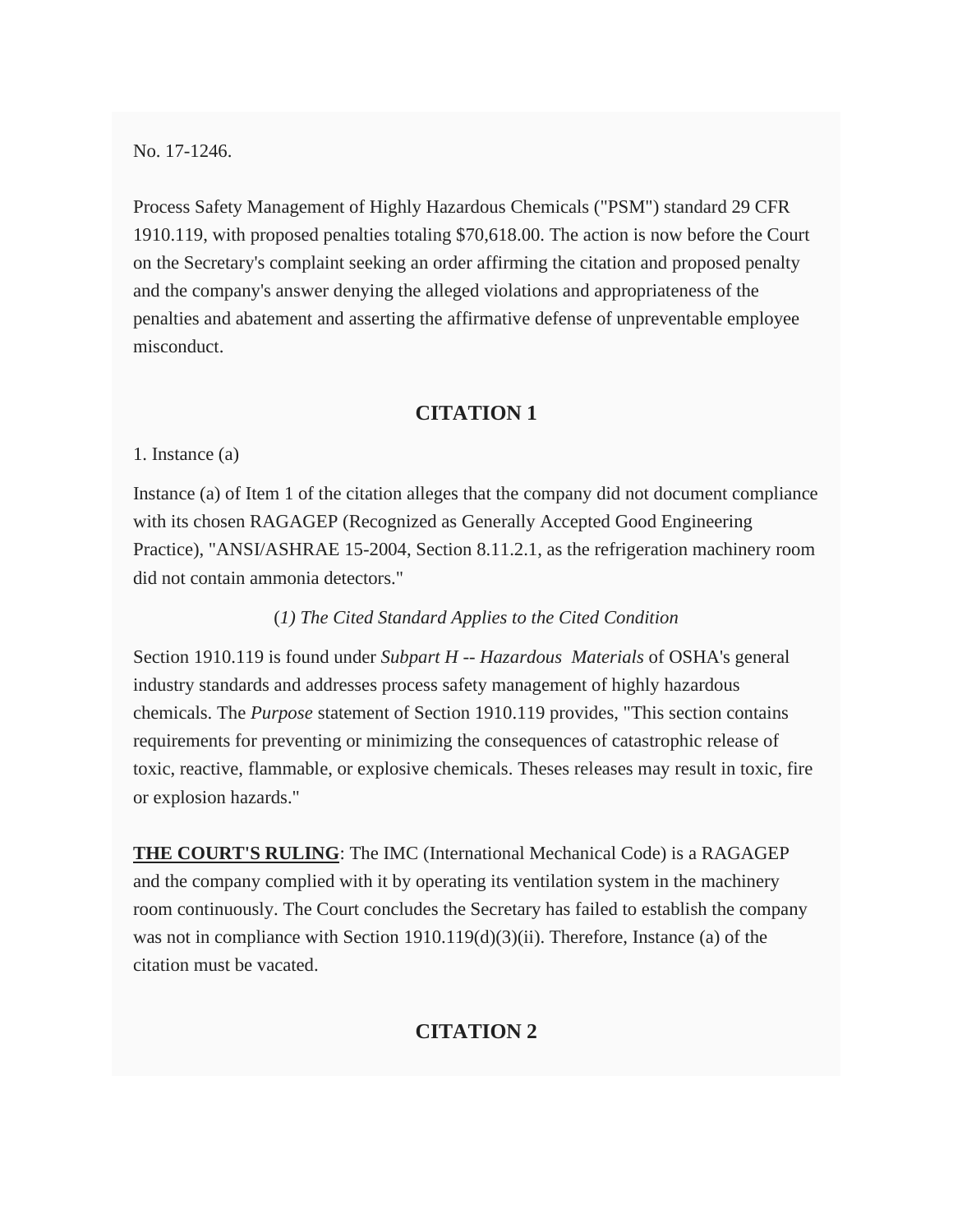No. 17-1246.

Process Safety Management of Highly Hazardous Chemicals ("PSM") standard 29 CFR 1910.119, with proposed penalties totaling $70,618.00. The action is now before the Court on the Secretary's complaint seeking an order affirming the citation and proposed penalty and the company's answer denying the alleged violations and appropriateness of the penalties and abatement and asserting the affirmative defense of unpreventable employee misconduct.

## CITATION 1

1. Instance (a)

Instance (a) of Item 1 of the citation alleges that the company did not document compliance with its chosen RAGAGEP (Recognized as Generally Accepted Good Engineering Practice), "ANSI/ASHRAE 15-2004, Section 8.11.2.1, as the refrigeration machinery room did not contain ammonia detectors."

*(1) The Cited Standard Applies to the Cited Condition*

Section 1910.119 is found under *Subpart H -- Hazardous Materials* of OSHA's general industry standards and addresses process safety management of highly hazardous chemicals. The *Purpose* statement of Section 1910.119 provides, "This section contains requirements for preventing or minimizing the consequences of catastrophic release of toxic, reactive, flammable, or explosive chemicals. Theses releases may result in toxic, fire or explosion hazards."

**THE COURT'S RULING**: The IMC (International Mechanical Code) is a RAGAGEP and the company complied with it by operating its ventilation system in the machinery room continuously. The Court concludes the Secretary has failed to establish the company was not in compliance with Section 1910.119(d)(3)(ii). Therefore, Instance (a) of the citation must be vacated.

## CITATION 2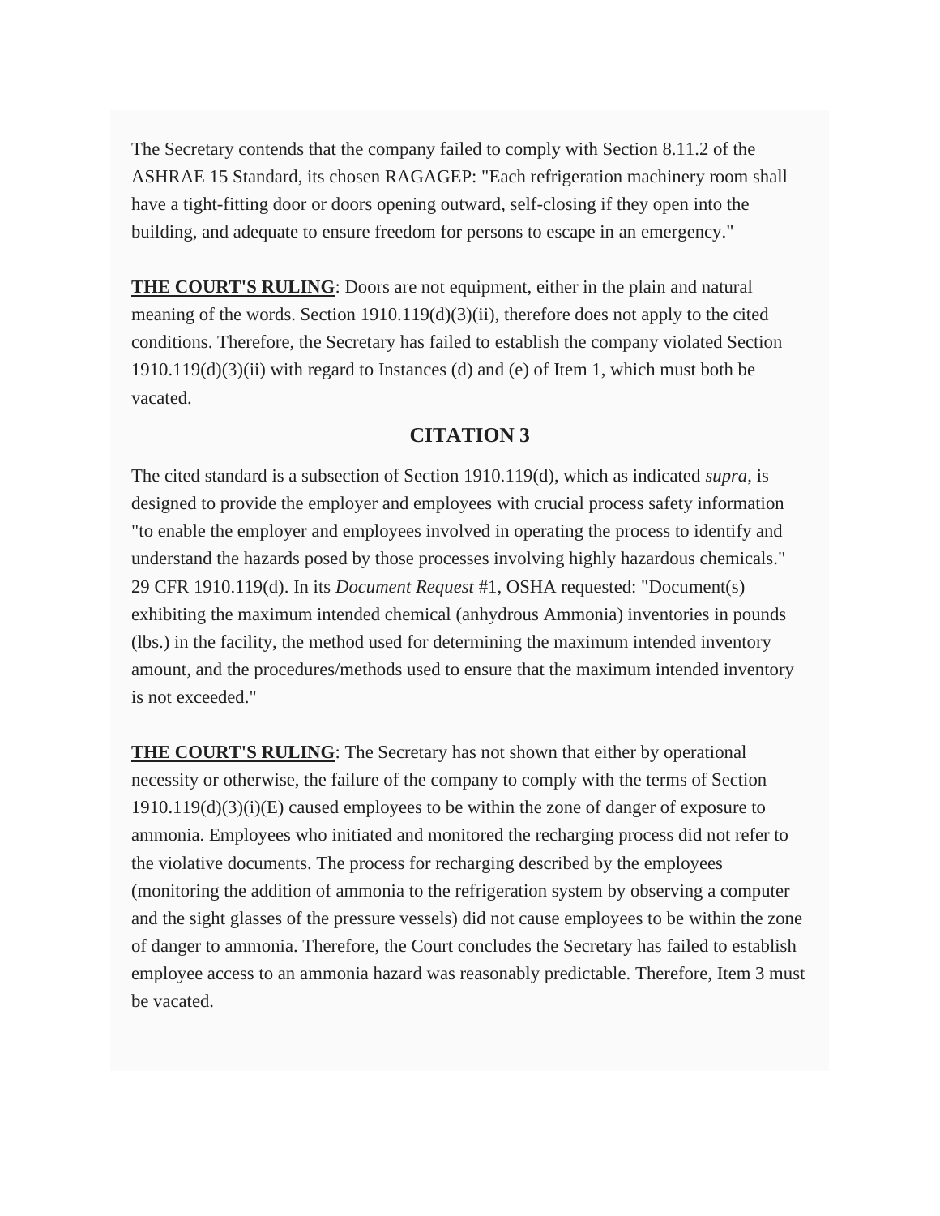The Secretary contends that the company failed to comply with Section 8.11.2 of the ASHRAE 15 Standard, its chosen RAGAGEP: "Each refrigeration machinery room shall have a tight-fitting door or doors opening outward, self-closing if they open into the building, and adequate to ensure freedom for persons to escape in an emergency."

**THE COURT'S RULING**: Doors are not equipment, either in the plain and natural meaning of the words. Section 1910.119(d)(3)(ii), therefore does not apply to the cited conditions. Therefore, the Secretary has failed to establish the company violated Section 1910.119(d)(3)(ii) with regard to Instances (d) and (e) of Item 1, which must both be vacated.

## CITATION 3

The cited standard is a subsection of Section 1910.119(d), which as indicated *supra*, is designed to provide the employer and employees with crucial process safety information "to enable the employer and employees involved in operating the process to identify and understand the hazards posed by those processes involving highly hazardous chemicals." 29 CFR 1910.119(d). In its *Document Request* #1, OSHA requested: "Document(s) exhibiting the maximum intended chemical (anhydrous Ammonia) inventories in pounds (lbs.) in the facility, the method used for determining the maximum intended inventory amount, and the procedures/methods used to ensure that the maximum intended inventory is not exceeded."

**THE COURT'S RULING**: The Secretary has not shown that either by operational necessity or otherwise, the failure of the company to comply with the terms of Section 1910.119(d)(3)(i)(E) caused employees to be within the zone of danger of exposure to ammonia. Employees who initiated and monitored the recharging process did not refer to the violative documents. The process for recharging described by the employees (monitoring the addition of ammonia to the refrigeration system by observing a computer and the sight glasses of the pressure vessels) did not cause employees to be within the zone of danger to ammonia. Therefore, the Court concludes the Secretary has failed to establish employee access to an ammonia hazard was reasonably predictable. Therefore, Item 3 must be vacated.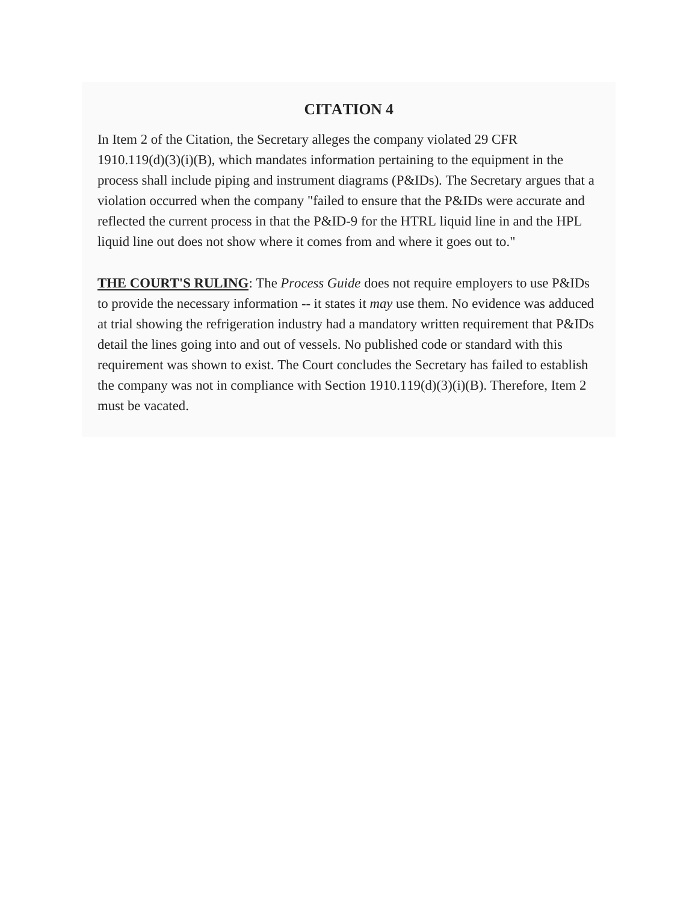## CITATION 4

In Item 2 of the Citation, the Secretary alleges the company violated 29 CFR 1910.119(d)(3)(i)(B), which mandates information pertaining to the equipment in the process shall include piping and instrument diagrams (P&IDs). The Secretary argues that a violation occurred when the company "failed to ensure that the P&IDs were accurate and reflected the current process in that the P&ID-9 for the HTRL liquid line in and the HPL liquid line out does not show where it comes from and where it goes out to."

**<u>THE COURT'S RULING</u>**: The *Process Guide* does not require employers to use P&IDs to provide the necessary information -- it states it *may* use them. No evidence was adduced at trial showing the refrigeration industry had a mandatory written requirement that P&IDs detail the lines going into and out of vessels. No published code or standard with this requirement was shown to exist. The Court concludes the Secretary has failed to establish the company was not in compliance with Section 1910.119(d)(3)(i)(B). Therefore, Item 2 must be vacated.